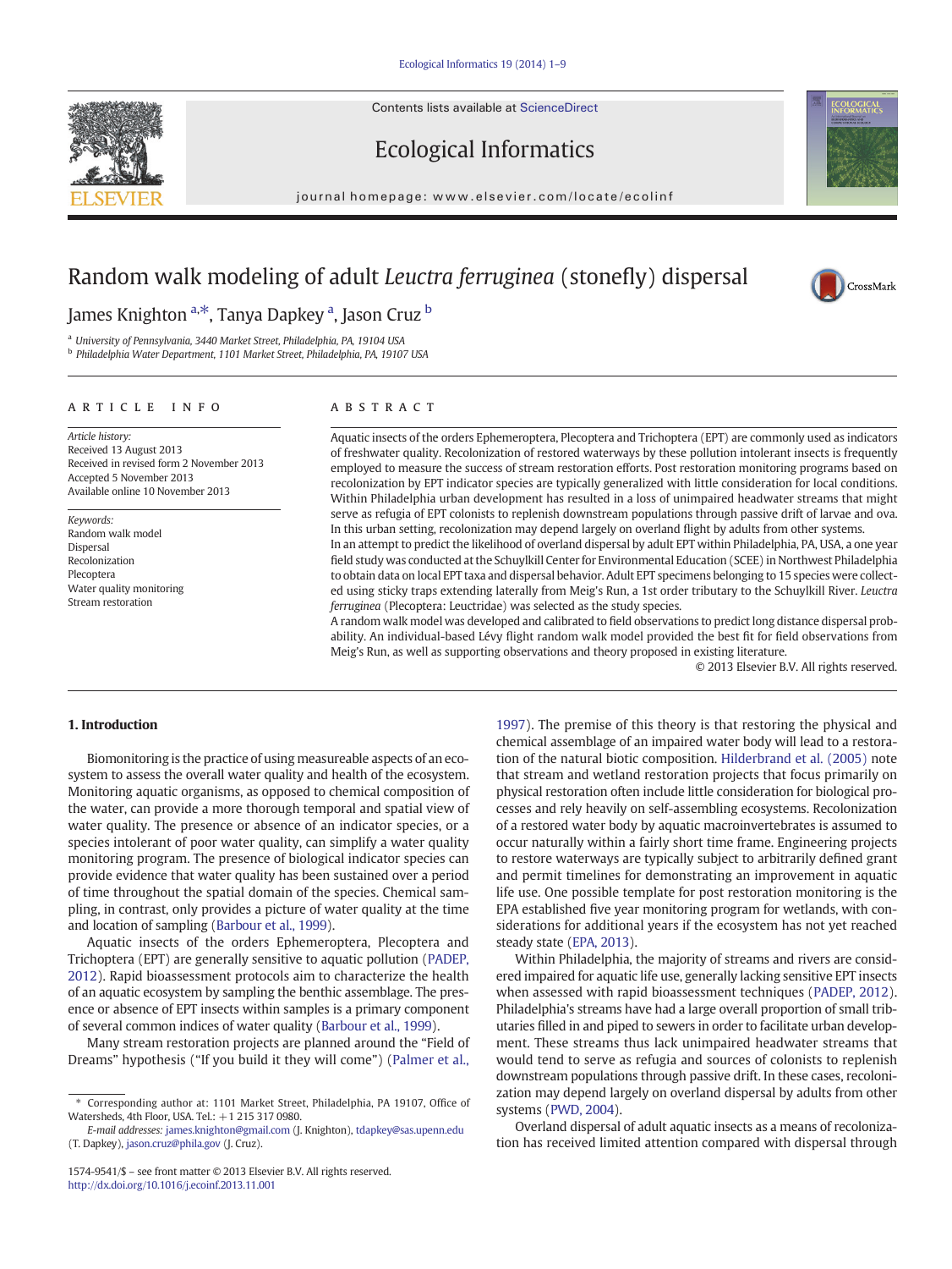# Random walk modeling of adult *Leuctra ferruginea* (stonefly) dispersal

James Knighton [a,*], Tanya Dapkey [a], Jason Cruz [b]

[a] University of Pennsylvania, 3440 Market Street, Philadelphia, PA, 19104 USA
[b] Philadelphia Water Department, 1101 Market Street, Philadelphia, PA, 19107 USA

## ARTICLE INFO

*Article history:*
Received 13 August 2013
Received in revised form 2 November 2013
Accepted 5 November 2013
Available online 10 November 2013

*Keywords:*
Random walk model
Dispersal
Recolonization
Plecoptera
Water quality monitoring
Stream restoration

## ABSTRACT

Aquatic insects of the orders Ephemeroptera, Plecoptera and Trichoptera (EPT) are commonly used as indicators of freshwater quality. Recolonization of restored waterways by these pollution intolerant insects is frequently employed to measure the success of stream restoration efforts. Post restoration monitoring programs based on recolonization by EPT indicator species are typically generalized with little consideration for local conditions. Within Philadelphia urban development has resulted in a loss of unimpaired headwater streams that might serve as refugia of EPT colonists to replenish downstream populations through passive drift of larvae and ova. In this urban setting, recolonization may depend largely on overland flight by adults from other systems.

In an attempt to predict the likelihood of overland dispersal by adult EPT within Philadelphia, PA, USA, a one year field study was conducted at the Schuylkill Center for Environmental Education (SCEE) in Northwest Philadelphia to obtain data on local EPT taxa and dispersal behavior. Adult EPT specimens belonging to 15 species were collected using sticky traps extending laterally from Meig's Run, a 1st order tributary to the Schuylkill River. *Leuctra ferruginea* (Plecoptera: Leuctridae) was selected as the study species.

A random walk model was developed and calibrated to field observations to predict long distance dispersal probability. An individual-based Lévy flight random walk model provided the best fit for field observations from Meig's Run, as well as supporting observations and theory proposed in existing literature.

© 2013 Elsevier B.V. All rights reserved.

## 1. Introduction

Biomonitoring is the practice of using measureable aspects of an ecosystem to assess the overall water quality and health of the ecosystem. Monitoring aquatic organisms, as opposed to chemical composition of the water, can provide a more thorough temporal and spatial view of water quality. The presence or absence of an indicator species, or a species intolerant of poor water quality, can simplify a water quality monitoring program. The presence of biological indicator species can provide evidence that water quality has been sustained over a period of time throughout the spatial domain of the species. Chemical sampling, in contrast, only provides a picture of water quality at the time and location of sampling (Barbour et al., 1999).

Aquatic insects of the orders Ephemeroptera, Plecoptera and Trichoptera (EPT) are generally sensitive to aquatic pollution (PADEP, 2012). Rapid bioassessment protocols aim to characterize the health of an aquatic ecosystem by sampling the benthic assemblage. The presence or absence of EPT insects within samples is a primary component of several common indices of water quality (Barbour et al., 1999).

Many stream restoration projects are planned around the "Field of Dreams" hypothesis ("If you build it they will come") (Palmer et al., 1997). The premise of this theory is that restoring the physical and chemical assemblage of an impaired water body will lead to a restoration of the natural biotic composition. Hilderbrand et al. (2005) note that stream and wetland restoration projects that focus primarily on physical restoration often include little consideration for biological processes and rely heavily on self-assembling ecosystems. Recolonization of a restored water body by aquatic macroinvertebrates is assumed to occur naturally within a fairly short time frame. Engineering projects to restore waterways are typically subject to arbitrarily defined grant and permit timelines for demonstrating an improvement in aquatic life use. One possible template for post restoration monitoring is the EPA established five year monitoring program for wetlands, with considerations for additional years if the ecosystem has not yet reached steady state (EPA, 2013).

Within Philadelphia, the majority of streams and rivers are considered impaired for aquatic life use, generally lacking sensitive EPT insects when assessed with rapid bioassessment techniques (PADEP, 2012). Philadelphia's streams have had a large overall proportion of small tributaries filled in and piped to sewers in order to facilitate urban development. These streams thus lack unimpaired headwater streams that would tend to serve as refugia and sources of colonists to replenish downstream populations through passive drift. In these cases, recolonization may depend largely on overland dispersal by adults from other systems (PWD, 2004).

Overland dispersal of adult aquatic insects as a means of recolonization has received limited attention compared with dispersal through

* Corresponding author at: 1101 Market Street, Philadelphia, PA 19107, Office of Watersheds, 4th Floor, USA. Tel.: +1 215 317 0980.
*E-mail addresses:* james.knighton@gmail.com (J. Knighton), tdapkey@sas.upenn.edu (T. Dapkey), jason.cruz@phila.gov (J. Cruz).

1574-9541/$ – see front matter © 2013 Elsevier B.V. All rights reserved.
http://dx.doi.org/10.1016/j.ecoinf.2013.11.001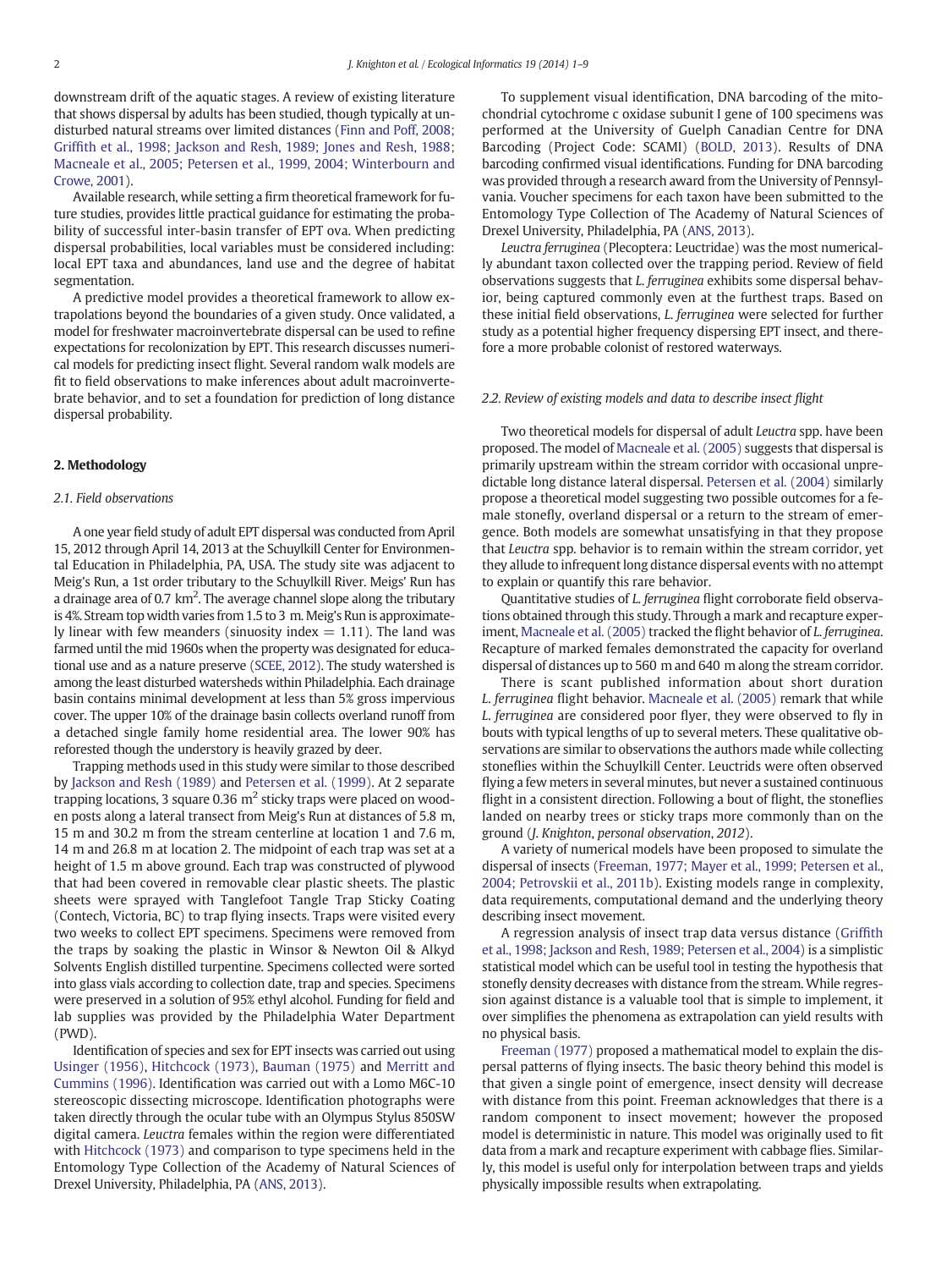downstream drift of the aquatic stages. A review of existing literature that shows dispersal by adults has been studied, though typically at undisturbed natural streams over limited distances (Finn and Poff, 2008; Griffith et al., 1998; Jackson and Resh, 1989; Jones and Resh, 1988; Macneale et al., 2005; Petersen et al., 1999, 2004; Winterbourn and Crowe, 2001).

Available research, while setting a firm theoretical framework for future studies, provides little practical guidance for estimating the probability of successful inter-basin transfer of EPT ova. When predicting dispersal probabilities, local variables must be considered including: local EPT taxa and abundances, land use and the degree of habitat segmentation.

A predictive model provides a theoretical framework to allow extrapolations beyond the boundaries of a given study. Once validated, a model for freshwater macroinvertebrate dispersal can be used to refine expectations for recolonization by EPT. This research discusses numerical models for predicting insect flight. Several random walk models are fit to field observations to make inferences about adult macroinvertebrate behavior, and to set a foundation for prediction of long distance dispersal probability.

## 2. Methodology

### 2.1. Field observations

A one year field study of adult EPT dispersal was conducted from April 15, 2012 through April 14, 2013 at the Schuylkill Center for Environmental Education in Philadelphia, PA, USA. The study site was adjacent to Meig's Run, a 1st order tributary to the Schuylkill River. Meigs' Run has a drainage area of 0.7 km$^2$. The average channel slope along the tributary is 4%. Stream top width varies from 1.5 to 3 m. Meig's Run is approximately linear with few meanders (sinuosity index = 1.11). The land was farmed until the mid 1960s when the property was designated for educational use and as a nature preserve (SCEE, 2012). The study watershed is among the least disturbed watersheds within Philadelphia. Each drainage basin contains minimal development at less than 5% gross impervious cover. The upper 10% of the drainage basin collects overland runoff from a detached single family home residential area. The lower 90% has reforested though the understory is heavily grazed by deer.

Trapping methods used in this study were similar to those described by Jackson and Resh (1989) and Petersen et al. (1999). At 2 separate trapping locations, 3 square 0.36 m$^2$ sticky traps were placed on wooden posts along a lateral transect from Meig's Run at distances of 5.8 m, 15 m and 30.2 m from the stream centerline at location 1 and 7.6 m, 14 m and 26.8 m at location 2. The midpoint of each trap was set at a height of 1.5 m above ground. Each trap was constructed of plywood that had been covered in removable clear plastic sheets. The plastic sheets were sprayed with Tanglefoot Tangle Trap Sticky Coating (Contech, Victoria, BC) to trap flying insects. Traps were visited every two weeks to collect EPT specimens. Specimens were removed from the traps by soaking the plastic in Winsor & Newton Oil & Alkyd Solvents English distilled turpentine. Specimens collected were sorted into glass vials according to collection date, trap and species. Specimens were preserved in a solution of 95% ethyl alcohol. Funding for field and lab supplies was provided by the Philadelphia Water Department (PWD).

Identification of species and sex for EPT insects was carried out using Usinger (1956), Hitchcock (1973), Bauman (1975) and Merritt and Cummins (1996). Identification was carried out with a Lomo M6C-10 stereoscopic dissecting microscope. Identification photographs were taken directly through the ocular tube with an Olympus Stylus 850SW digital camera. *Leuctra* females within the region were differentiated with Hitchcock (1973) and comparison to type specimens held in the Entomology Type Collection of the Academy of Natural Sciences of Drexel University, Philadelphia, PA (ANS, 2013).

To supplement visual identification, DNA barcoding of the mitochondrial cytochrome c oxidase subunit I gene of 100 specimens was performed at the University of Guelph Canadian Centre for DNA Barcoding (Project Code: SCAMI) (BOLD, 2013). Results of DNA barcoding confirmed visual identifications. Funding for DNA barcoding was provided through a research award from the University of Pennsylvania. Voucher specimens for each taxon have been submitted to the Entomology Type Collection of The Academy of Natural Sciences of Drexel University, Philadelphia, PA (ANS, 2013).

*Leuctra ferruginea* (Plecoptera: Leuctridae) was the most numerically abundant taxon collected over the trapping period. Review of field observations suggests that *L. ferruginea* exhibits some dispersal behavior, being captured commonly even at the furthest traps. Based on these initial field observations, *L. ferruginea* were selected for further study as a potential higher frequency dispersing EPT insect, and therefore a more probable colonist of restored waterways.

### 2.2. Review of existing models and data to describe insect flight

Two theoretical models for dispersal of adult *Leuctra* spp. have been proposed. The model of Macneale et al. (2005) suggests that dispersal is primarily upstream within the stream corridor with occasional unpredictable long distance lateral dispersal. Petersen et al. (2004) similarly propose a theoretical model suggesting two possible outcomes for a female stonefly, overland dispersal or a return to the stream of emergence. Both models are somewhat unsatisfying in that they propose that *Leuctra* spp. behavior is to remain within the stream corridor, yet they allude to infrequent long distance dispersal events with no attempt to explain or quantify this rare behavior.

Quantitative studies of *L. ferruginea* flight corroborate field observations obtained through this study. Through a mark and recapture experiment, Macneale et al. (2005) tracked the flight behavior of *L. ferruginea*. Recapture of marked females demonstrated the capacity for overland dispersal of distances up to 560 m and 640 m along the stream corridor.

There is scant published information about short duration *L. ferruginea* flight behavior. Macneale et al. (2005) remark that while *L. ferruginea* are considered poor flyer, they were observed to fly in bouts with typical lengths of up to several meters. These qualitative observations are similar to observations the authors made while collecting stoneflies within the Schuylkill Center. Leuctrids were often observed flying a few meters in several minutes, but never a sustained continuous flight in a consistent direction. Following a bout of flight, the stoneflies landed on nearby trees or sticky traps more commonly than on the ground (*J. Knighton, personal observation, 2012*).

A variety of numerical models have been proposed to simulate the dispersal of insects (Freeman, 1977; Mayer et al., 1999; Petersen et al., 2004; Petrovskii et al., 2011b). Existing models range in complexity, data requirements, computational demand and the underlying theory describing insect movement.

A regression analysis of insect trap data versus distance (Griffith et al., 1998; Jackson and Resh, 1989; Petersen et al., 2004) is a simplistic statistical model which can be useful tool in testing the hypothesis that stonefly density decreases with distance from the stream. While regression against distance is a valuable tool that is simple to implement, it over simplifies the phenomena as extrapolation can yield results with no physical basis.

Freeman (1977) proposed a mathematical model to explain the dispersal patterns of flying insects. The basic theory behind this model is that given a single point of emergence, insect density will decrease with distance from this point. Freeman acknowledges that there is a random component to insect movement; however the proposed model is deterministic in nature. This model was originally used to fit data from a mark and recapture experiment with cabbage flies. Similarly, this model is useful only for interpolation between traps and yields physically impossible results when extrapolating.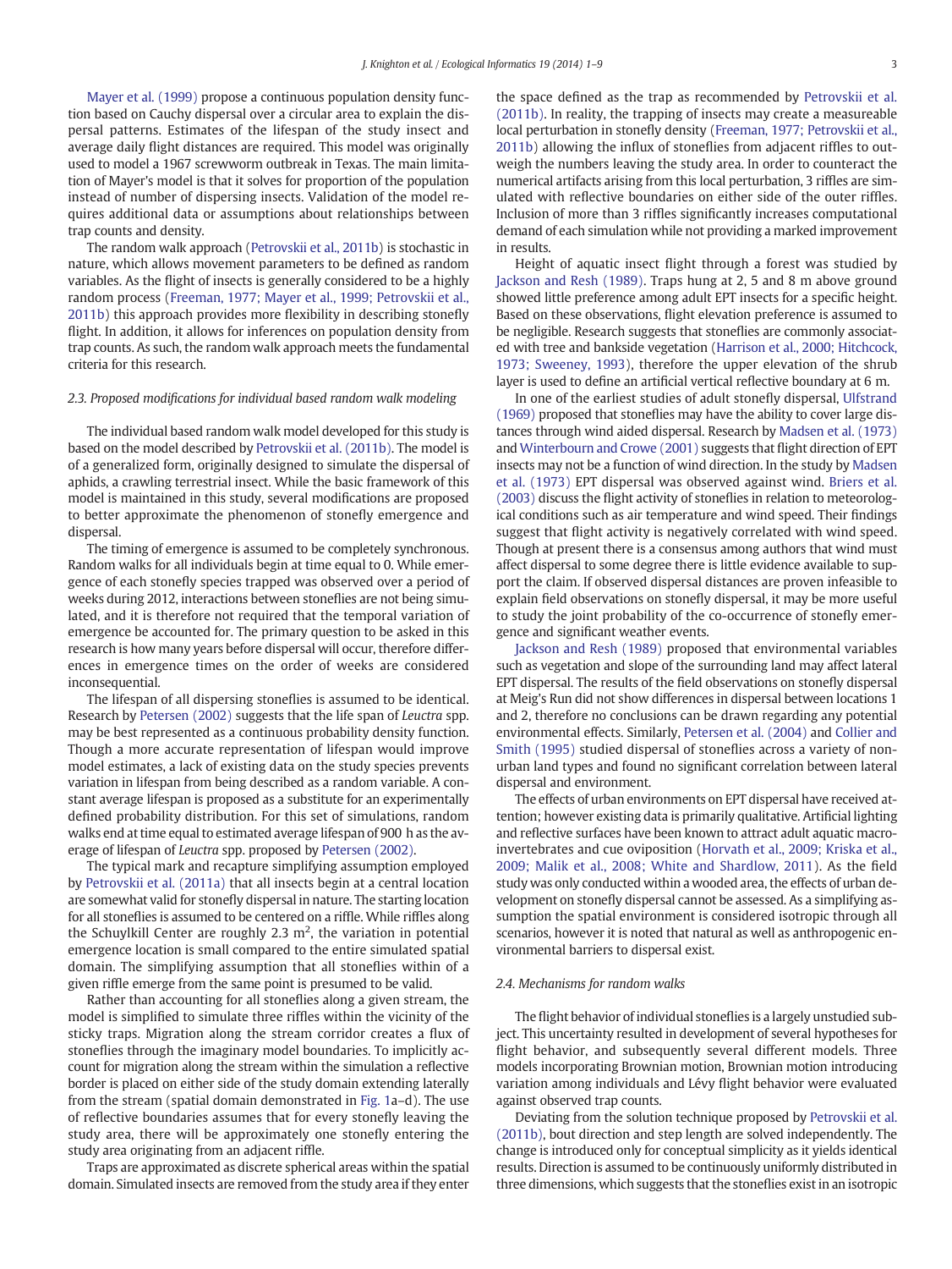Mayer et al. (1999) propose a continuous population density function based on Cauchy dispersal over a circular area to explain the dispersal patterns. Estimates of the lifespan of the study insect and average daily flight distances are required. This model was originally used to model a 1967 screwworm outbreak in Texas. The main limitation of Mayer's model is that it solves for proportion of the population instead of number of dispersing insects. Validation of the model requires additional data or assumptions about relationships between trap counts and density.

The random walk approach (Petrovskii et al., 2011b) is stochastic in nature, which allows movement parameters to be defined as random variables. As the flight of insects is generally considered to be a highly random process (Freeman, 1977; Mayer et al., 1999; Petrovskii et al., 2011b) this approach provides more flexibility in describing stonefly flight. In addition, it allows for inferences on population density from trap counts. As such, the random walk approach meets the fundamental criteria for this research.

### 2.3. Proposed modifications for individual based random walk modeling

The individual based random walk model developed for this study is based on the model described by Petrovskii et al. (2011b). The model is of a generalized form, originally designed to simulate the dispersal of aphids, a crawling terrestrial insect. While the basic framework of this model is maintained in this study, several modifications are proposed to better approximate the phenomenon of stonefly emergence and dispersal.

The timing of emergence is assumed to be completely synchronous. Random walks for all individuals begin at time equal to 0. While emergence of each stonefly species trapped was observed over a period of weeks during 2012, interactions between stoneflies are not being simulated, and it is therefore not required that the temporal variation of emergence be accounted for. The primary question to be asked in this research is how many years before dispersal will occur, therefore differences in emergence times on the order of weeks are considered inconsequential.

The lifespan of all dispersing stoneflies is assumed to be identical. Research by Petersen (2002) suggests that the life span of *Leuctra* spp. may be best represented as a continuous probability density function. Though a more accurate representation of lifespan would improve model estimates, a lack of existing data on the study species prevents variation in lifespan from being described as a random variable. A constant average lifespan is proposed as a substitute for an experimentally defined probability distribution. For this set of simulations, random walks end at time equal to estimated average lifespan of 900 h as the average of lifespan of *Leuctra* spp. proposed by Petersen (2002).

The typical mark and recapture simplifying assumption employed by Petrovskii et al. (2011a) that all insects begin at a central location are somewhat valid for stonefly dispersal in nature. The starting location for all stoneflies is assumed to be centered on a riffle. While riffles along the Schuylkill Center are roughly 2.3 m$^2$, the variation in potential emergence location is small compared to the entire simulated spatial domain. The simplifying assumption that all stoneflies within of a given riffle emerge from the same point is presumed to be valid.

Rather than accounting for all stoneflies along a given stream, the model is simplified to simulate three riffles within the vicinity of the sticky traps. Migration along the stream corridor creates a flux of stoneflies through the imaginary model boundaries. To implicitly account for migration along the stream within the simulation a reflective border is placed on either side of the study domain extending laterally from the stream (spatial domain demonstrated in Fig. 1a–d). The use of reflective boundaries assumes that for every stonefly leaving the study area, there will be approximately one stonefly entering the study area originating from an adjacent riffle.

Traps are approximated as discrete spherical areas within the spatial domain. Simulated insects are removed from the study area if they enter the space defined as the trap as recommended by Petrovskii et al. (2011b). In reality, the trapping of insects may create a measureable local perturbation in stonefly density (Freeman, 1977; Petrovskii et al., 2011b) allowing the influx of stoneflies from adjacent riffles to outweigh the numbers leaving the study area. In order to counteract the numerical artifacts arising from this local perturbation, 3 riffles are simulated with reflective boundaries on either side of the outer riffles. Inclusion of more than 3 riffles significantly increases computational demand of each simulation while not providing a marked improvement in results.

Height of aquatic insect flight through a forest was studied by Jackson and Resh (1989). Traps hung at 2, 5 and 8 m above ground showed little preference among adult EPT insects for a specific height. Based on these observations, flight elevation preference is assumed to be negligible. Research suggests that stoneflies are commonly associated with tree and bankside vegetation (Harrison et al., 2000; Hitchcock, 1973; Sweeney, 1993), therefore the upper elevation of the shrub layer is used to define an artificial vertical reflective boundary at 6 m.

In one of the earliest studies of adult stonefly dispersal, Ulfstrand (1969) proposed that stoneflies may have the ability to cover large distances through wind aided dispersal. Research by Madsen et al. (1973) and Winterbourn and Crowe (2001) suggests that flight direction of EPT insects may not be a function of wind direction. In the study by Madsen et al. (1973) EPT dispersal was observed against wind. Briers et al. (2003) discuss the flight activity of stoneflies in relation to meteorological conditions such as air temperature and wind speed. Their findings suggest that flight activity is negatively correlated with wind speed. Though at present there is a consensus among authors that wind must affect dispersal to some degree there is little evidence available to support the claim. If observed dispersal distances are proven infeasible to explain field observations on stonefly dispersal, it may be more useful to study the joint probability of the co-occurrence of stonefly emergence and significant weather events.

Jackson and Resh (1989) proposed that environmental variables such as vegetation and slope of the surrounding land may affect lateral EPT dispersal. The results of the field observations on stonefly dispersal at Meig's Run did not show differences in dispersal between locations 1 and 2, therefore no conclusions can be drawn regarding any potential environmental effects. Similarly, Petersen et al. (2004) and Collier and Smith (1995) studied dispersal of stoneflies across a variety of non-urban land types and found no significant correlation between lateral dispersal and environment.

The effects of urban environments on EPT dispersal have received attention; however existing data is primarily qualitative. Artificial lighting and reflective surfaces have been known to attract adult aquatic macroinvertebrates and cue oviposition (Horvath et al., 2009; Kriska et al., 2009; Malik et al., 2008; White and Shardlow, 2011). As the field study was only conducted within a wooded area, the effects of urban development on stonefly dispersal cannot be assessed. As a simplifying assumption the spatial environment is considered isotropic through all scenarios, however it is noted that natural as well as anthropogenic environmental barriers to dispersal exist.

### 2.4. Mechanisms for random walks

The flight behavior of individual stoneflies is a largely unstudied subject. This uncertainty resulted in development of several hypotheses for flight behavior, and subsequently several different models. Three models incorporating Brownian motion, Brownian motion introducing variation among individuals and Lévy flight behavior were evaluated against observed trap counts.

Deviating from the solution technique proposed by Petrovskii et al. (2011b), bout direction and step length are solved independently. The change is introduced only for conceptual simplicity as it yields identical results. Direction is assumed to be continuously uniformly distributed in three dimensions, which suggests that the stoneflies exist in an isotropic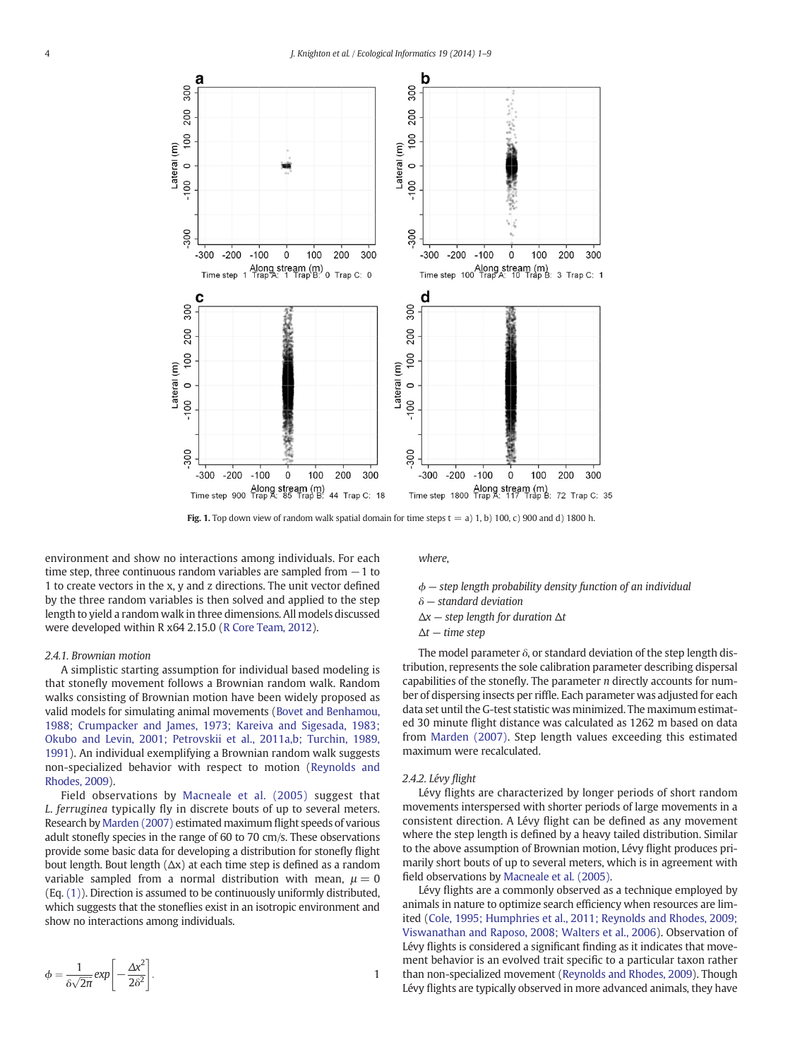Fig. 1. Top down view of random walk spatial domain for time steps t = a) 1, b) 100, c) 900 and d) 1800 h.

environment and show no interactions among individuals. For each time step, three continuous random variables are sampled from −1 to 1 to create vectors in the x, y and z directions. The unit vector defined by the three random variables is then solved and applied to the step length to yield a random walk in three dimensions. All models discussed were developed within R x64 2.15.0 (R Core Team, 2012).

#### 2.4.1. Brownian motion

A simplistic starting assumption for individual based modeling is that stonefly movement follows a Brownian random walk. Random walks consisting of Brownian motion have been widely proposed as valid models for simulating animal movements (Bovet and Benhamou, 1988; Crumpacker and James, 1973; Kareiva and Sigesada, 1983; Okubo and Levin, 2001; Petrovskii et al., 2011a,b; Turchin, 1989, 1991). An individual exemplifying a Brownian random walk suggests non-specialized behavior with respect to motion (Reynolds and Rhodes, 2009).

Field observations by Macneale et al. (2005) suggest that *L. ferruginea* typically fly in discrete bouts of up to several meters. Research by Marden (2007) estimated maximum flight speeds of various adult stonefly species in the range of 60 to 70 cm/s. These observations provide some basic data for developing a distribution for stonefly flight bout length. Bout length ($\Delta x$) at each time step is defined as a random variable sampled from a normal distribution with mean, $\mu = 0$ (Eq. (1)). Direction is assumed to be continuously uniformly distributed, which suggests that the stoneflies exist in an isotropic environment and show no interactions among individuals.

$$\phi = \frac{1}{\delta\sqrt{2\pi}} exp\left[-\frac{\Delta x^2}{2\delta^2}\right]. \qquad 1$$

*where,*

*$\phi$ — step length probability density function of an individual*
*$\delta$ — standard deviation*
*$\Delta x$ — step length for duration $\Delta t$*
*$\Delta t$ — time step*

The model parameter $\delta$, or standard deviation of the step length distribution, represents the sole calibration parameter describing dispersal capabilities of the stonefly. The parameter $n$ directly accounts for number of dispersing insects per riffle. Each parameter was adjusted for each data set until the G-test statistic was minimized. The maximum estimated 30 minute flight distance was calculated as 1262 m based on data from Marden (2007). Step length values exceeding this estimated maximum were recalculated.

#### 2.4.2. Lévy flight

Lévy flights are characterized by longer periods of short random movements interspersed with shorter periods of large movements in a consistent direction. A Lévy flight can be defined as any movement where the step length is defined by a heavy tailed distribution. Similar to the above assumption of Brownian motion, Lévy flight produces primarily short bouts of up to several meters, which is in agreement with field observations by Macneale et al. (2005).

Lévy flights are a commonly observed as a technique employed by animals in nature to optimize search efficiency when resources are limited (Cole, 1995; Humphries et al., 2011; Reynolds and Rhodes, 2009; Viswanathan and Raposo, 2008; Walters et al., 2006). Observation of Lévy flights is considered a significant finding as it indicates that movement behavior is an evolved trait specific to a particular taxon rather than non-specialized movement (Reynolds and Rhodes, 2009). Though Lévy flights are typically observed in more advanced animals, they have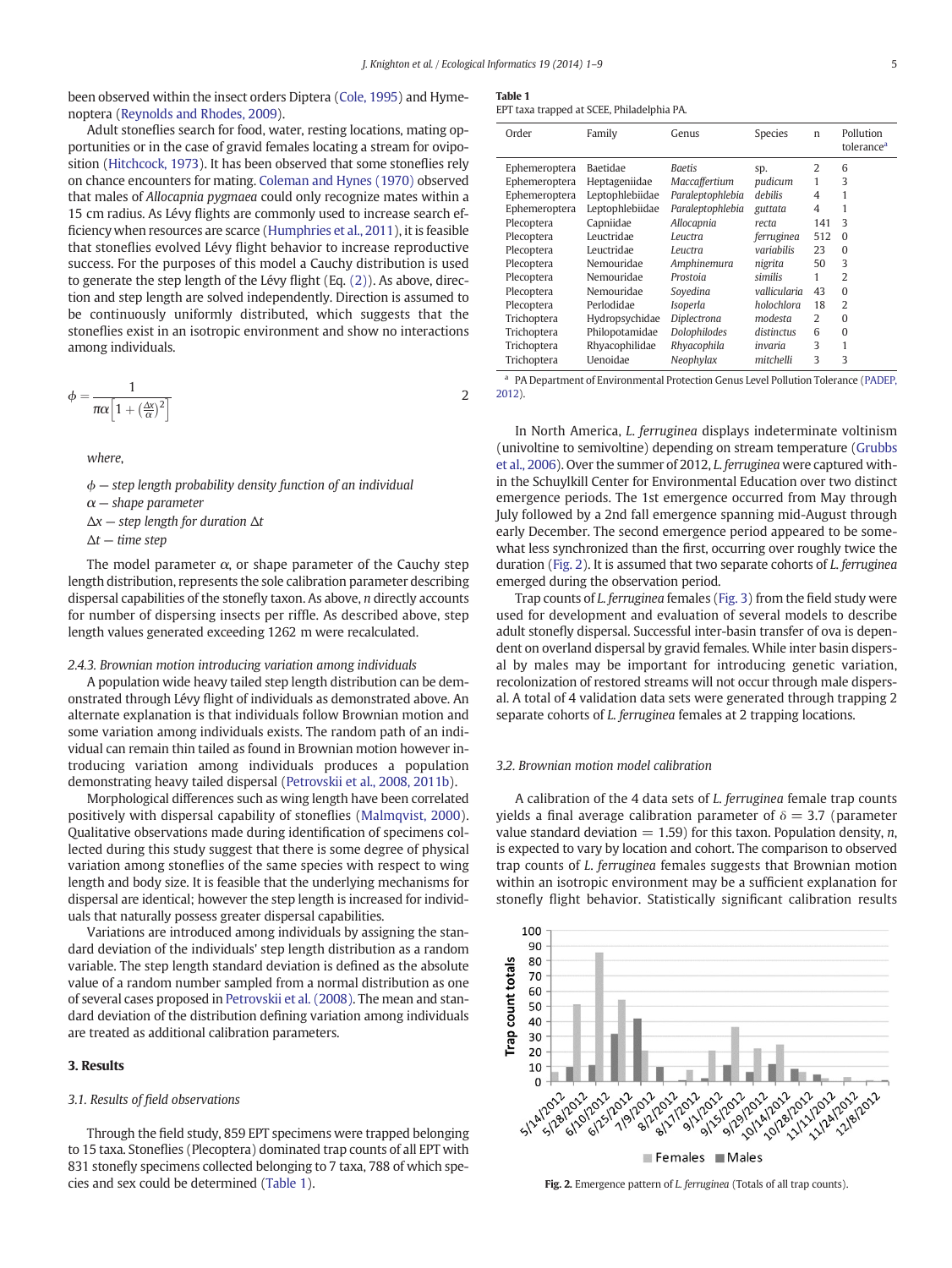been observed within the insect orders Diptera (Cole, 1995) and Hymenoptera (Reynolds and Rhodes, 2009).

Adult stoneflies search for food, water, resting locations, mating opportunities or in the case of gravid females locating a stream for oviposition (Hitchcock, 1973). It has been observed that some stoneflies rely on chance encounters for mating. Coleman and Hynes (1970) observed that males of *Allocapnia pygmaea* could only recognize mates within a 15 cm radius. As Lévy flights are commonly used to increase search efficiency when resources are scarce (Humphries et al., 2011), it is feasible that stoneflies evolved Lévy flight behavior to increase reproductive success. For the purposes of this model a Cauchy distribution is used to generate the step length of the Lévy flight (Eq. (2)). As above, direction and step length are solved independently. Direction is assumed to be continuously uniformly distributed, which suggests that the stoneflies exist in an isotropic environment and show no interactions among individuals.

$$\phi = \frac{1}{\pi\alpha\left[1+\left(\frac{\Delta x}{\alpha}\right)^2\right]} \qquad (2)$$

where,

$\phi$ — step length probability density function of an individual
$\alpha$ — shape parameter
$\Delta x$ — step length for duration $\Delta t$
$\Delta t$ — time step

The model parameter $\alpha$, or shape parameter of the Cauchy step length distribution, represents the sole calibration parameter describing dispersal capabilities of the stonefly taxon. As above, $n$ directly accounts for number of dispersing insects per riffle. As described above, step length values generated exceeding 1262 m were recalculated.

#### 2.4.3. Brownian motion introducing variation among individuals

A population wide heavy tailed step length distribution can be demonstrated through Lévy flight of individuals as demonstrated above. An alternate explanation is that individuals follow Brownian motion and some variation among individuals exists. The random path of an individual can remain thin tailed as found in Brownian motion however introducing variation among individuals produces a population demonstrating heavy tailed dispersal (Petrovskii et al., 2008, 2011b).

Morphological differences such as wing length have been correlated positively with dispersal capability of stoneflies (Malmqvist, 2000). Qualitative observations made during identification of specimens collected during this study suggest that there is some degree of physical variation among stoneflies of the same species with respect to wing length and body size. It is feasible that the underlying mechanisms for dispersal are identical; however the step length is increased for individuals that naturally possess greater dispersal capabilities.

Variations are introduced among individuals by assigning the standard deviation of the individuals' step length distribution as a random variable. The step length standard deviation is defined as the absolute value of a random number sampled from a normal distribution as one of several cases proposed in Petrovskii et al. (2008). The mean and standard deviation of the distribution defining variation among individuals are treated as additional calibration parameters.

## 3. Results

### 3.1. Results of field observations

Through the field study, 859 EPT specimens were trapped belonging to 15 taxa. Stoneflies (Plecoptera) dominated trap counts of all EPT with 831 stonefly specimens collected belonging to 7 taxa, 788 of which species and sex could be determined (Table 1).

**Table 1**
EPT taxa trapped at SCEE, Philadelphia PA.

| Order | Family | Genus | Species | n | Pollution tolerance[a] |
|---|---|---|---|---|---|
| Ephemeroptera | Baetidae | *Baetis* | sp. | 2 | 6 |
| Ephemeroptera | Heptageniidae | *Maccaffertium* | *pudicum* | 1 | 3 |
| Ephemeroptera | Leptophlebiidae | *Paraleptophlebia* | *debilis* | 4 | 1 |
| Ephemeroptera | Leptophlebiidae | *Paraleptophlebia* | *guttata* | 4 | 1 |
| Plecoptera | Capniidae | *Allocapnia* | *recta* | 141 | 3 |
| Plecoptera | Leuctridae | *Leuctra* | *ferruginea* | 512 | 0 |
| Plecoptera | Leuctridae | *Leuctra* | *variabilis* | 23 | 0 |
| Plecoptera | Nemouridae | *Amphinemura* | *nigrita* | 50 | 3 |
| Plecoptera | Nemouridae | *Prostoia* | *similis* | 1 | 2 |
| Plecoptera | Nemouridae | *Soyedina* | *vallicularia* | 43 | 0 |
| Plecoptera | Perlodidae | *Isoperla* | *holochlora* | 18 | 2 |
| Trichoptera | Hydropsychidae | *Diplectrona* | *modesta* | 2 | 0 |
| Trichoptera | Philopotamidae | *Dolophilodes* | *distinctus* | 6 | 0 |
| Trichoptera | Rhyacophilidae | *Rhyacophila* | *invaria* | 3 | 1 |
| Trichoptera | Uenoidae | *Neophylax* | *mitchelli* | 3 | 3 |

[a] PA Department of Environmental Protection Genus Level Pollution Tolerance (PADEP, 2012).

In North America, *L. ferruginea* displays indeterminate voltinism (univoltine to semivoltine) depending on stream temperature (Grubbs et al., 2006). Over the summer of 2012, *L. ferruginea* were captured within the Schuylkill Center for Environmental Education over two distinct emergence periods. The 1st emergence occurred from May through July followed by a 2nd fall emergence spanning mid-August through early December. The second emergence period appeared to be somewhat less synchronized than the first, occurring over roughly twice the duration (Fig. 2). It is assumed that two separate cohorts of *L. ferruginea* emerged during the observation period.

Trap counts of *L. ferruginea* females (Fig. 3) from the field study were used for development and evaluation of several models to describe adult stonefly dispersal. Successful inter-basin transfer of ova is dependent on overland dispersal by gravid females. While inter basin dispersal by males may be important for introducing genetic variation, recolonization of restored streams will not occur through male dispersal. A total of 4 validation data sets were generated through trapping 2 separate cohorts of *L. ferruginea* females at 2 trapping locations.

### 3.2. Brownian motion model calibration

A calibration of the 4 data sets of *L. ferruginea* female trap counts yields a final average calibration parameter of $\delta = 3.7$ (parameter value standard deviation $= 1.59$) for this taxon. Population density, $n$, is expected to vary by location and cohort. The comparison to observed trap counts of *L. ferruginea* females suggests that Brownian motion within an isotropic environment may be a sufficient explanation for stonefly flight behavior. Statistically significant calibration results

**Fig. 2.** Emergence pattern of *L. ferruginea* (Totals of all trap counts).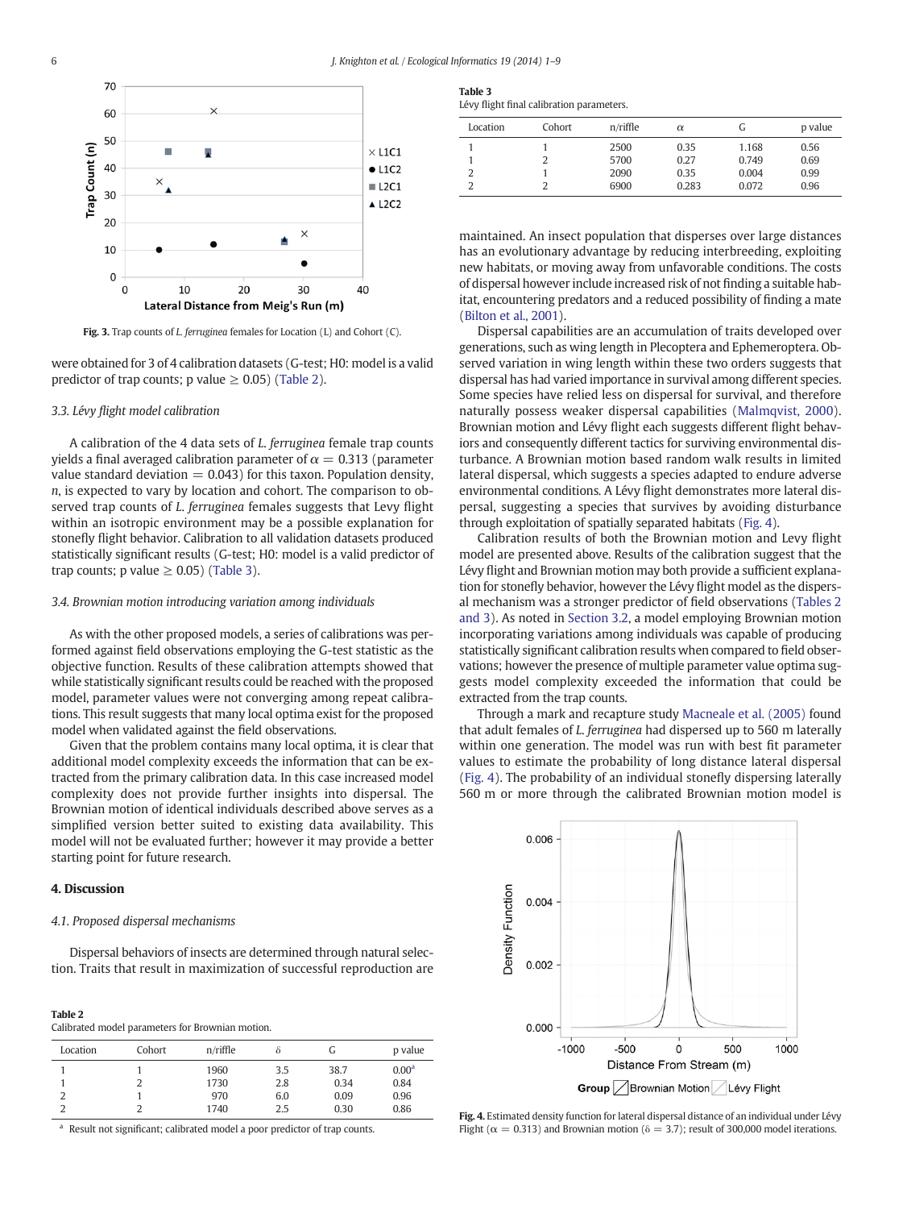70
60
50
40
30
20
10
0
0 10 20 30 40
Trap Count (n)
Lateral Distance from Meig's Run (m)
× L1C1
● L1C2
■ L2C1
▲ L2C2

**Fig. 3.** Trap counts of *L. ferruginea* females for Location (L) and Cohort (C).

were obtained for 3 of 4 calibration datasets (G-test; H0: model is a valid predictor of trap counts; p value ≥ 0.05) (Table 2).

### 3.3. Lévy flight model calibration

A calibration of the 4 data sets of *L. ferruginea* female trap counts yields a final averaged calibration parameter of $\alpha = 0.313$ (parameter value standard deviation $= 0.043$) for this taxon. Population density, $n$, is expected to vary by location and cohort. The comparison to observed trap counts of *L. ferruginea* females suggests that Levy flight within an isotropic environment may be a possible explanation for stonefly flight behavior. Calibration to all validation datasets produced statistically significant results (G-test; H0: model is a valid predictor of trap counts; p value ≥ 0.05) (Table 3).

### 3.4. Brownian motion introducing variation among individuals

As with the other proposed models, a series of calibrations was performed against field observations employing the G-test statistic as the objective function. Results of these calibration attempts showed that while statistically significant results could be reached with the proposed model, parameter values were not converging among repeat calibrations. This result suggests that many local optima exist for the proposed model when validated against the field observations.

Given that the problem contains many local optima, it is clear that additional model complexity exceeds the information that can be extracted from the primary calibration data. In this case increased model complexity does not provide further insights into dispersal. The Brownian motion of identical individuals described above serves as a simplified version better suited to existing data availability. This model will not be evaluated further; however it may provide a better starting point for future research.

## 4. Discussion

### 4.1. Proposed dispersal mechanisms

Dispersal behaviors of insects are determined through natural selection. Traits that result in maximization of successful reproduction are maintained. An insect population that disperses over large distances has an evolutionary advantage by reducing interbreeding, exploiting new habitats, or moving away from unfavorable conditions. The costs of dispersal however include increased risk of not finding a suitable habitat, encountering predators and a reduced possibility of finding a mate (Bilton et al., 2001).

Dispersal capabilities are an accumulation of traits developed over generations, such as wing length in Plecoptera and Ephemeroptera. Observed variation in wing length within these two orders suggests that dispersal has had varied importance in survival among different species. Some species have relied less on dispersal for survival, and therefore naturally possess weaker dispersal capabilities (Malmqvist, 2000). Brownian motion and Lévy flight each suggests different flight behaviors and consequently different tactics for surviving environmental disturbance. A Brownian motion based random walk results in limited lateral dispersal, which suggests a species adapted to endure adverse environmental conditions. A Lévy flight demonstrates more lateral dispersal, suggesting a species that survives by avoiding disturbance through exploitation of spatially separated habitats (Fig. 4).

Calibration results of both the Brownian motion and Levy flight model are presented above. Results of the calibration suggest that the Lévy flight and Brownian motion may both provide a sufficient explanation for stonefly behavior, however the Lévy flight model as the dispersal mechanism was a stronger predictor of field observations (Tables 2 and 3). As noted in Section 3.2, a model employing Brownian motion incorporating variations among individuals was capable of producing statistically significant calibration results when compared to field observations; however the presence of multiple parameter value optima suggests model complexity exceeded the information that could be extracted from the trap counts.

Through a mark and recapture study Macneale et al. (2005) found that adult females of *L. ferruginea* had dispersed up to 560 m laterally within one generation. The model was run with best fit parameter values to estimate the probability of long distance lateral dispersal (Fig. 4). The probability of an individual stonefly dispersing laterally 560 m or more through the calibrated Brownian motion model is

**Table 2**
Calibrated model parameters for Brownian motion.

| Location | Cohort | n/riffle | $\delta$ | G | p value |
|---|---|---|---|---|---|
| 1 | 1 | 1960 | 3.5 | 38.7 | 0.00[a] |
| 1 | 2 | 1730 | 2.8 | 0.34 | 0.84 |
| 2 | 1 | 970 | 6.0 | 0.09 | 0.96 |
| 2 | 2 | 1740 | 2.5 | 0.30 | 0.86 |

[a] Result not significant; calibrated model a poor predictor of trap counts.

**Table 3**
Lévy flight final calibration parameters.

| Location | Cohort | n/riffle | $\alpha$ | G | p value |
|---|---|---|---|---|---|
| 1 | 1 | 2500 | 0.35 | 1.168 | 0.56 |
| 1 | 2 | 5700 | 0.27 | 0.749 | 0.69 |
| 2 | 1 | 2090 | 0.35 | 0.004 | 0.99 |
| 2 | 2 | 6900 | 0.283 | 0.072 | 0.96 |

0.006
0.004
0.002
0.000
-1000 -500 0 500 1000
Density Function
Distance From Stream (m)
Group Brownian Motion Lévy Flight

**Fig. 4.** Estimated density function for lateral dispersal distance of an individual under Lévy Flight ($\alpha = 0.313$) and Brownian motion ($\delta = 3.7$); result of 300,000 model iterations.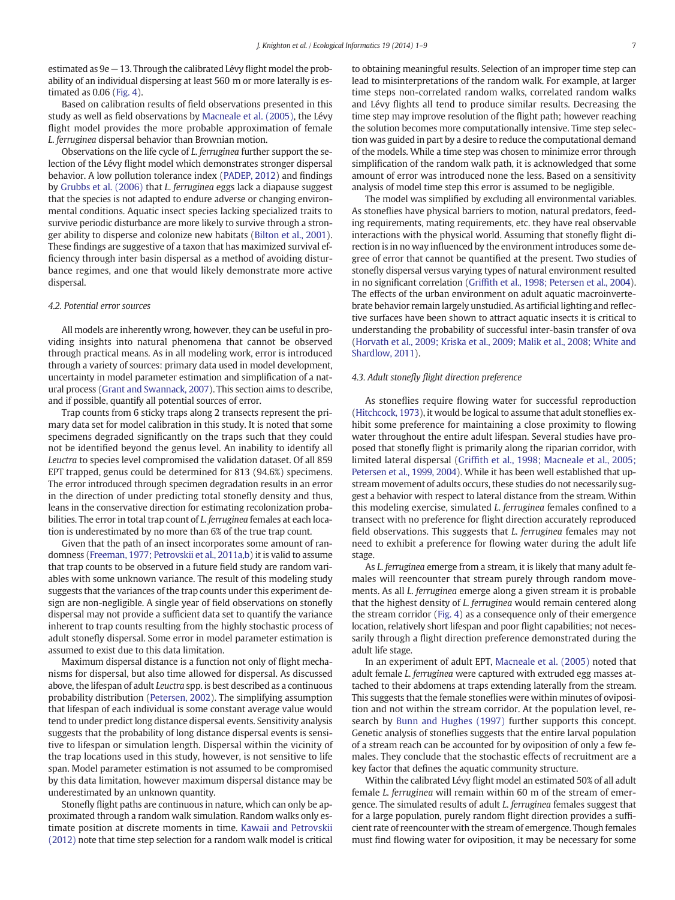estimated as 9e − 13. Through the calibrated Lévy flight model the probability of an individual dispersing at least 560 m or more laterally is estimated as 0.06 (Fig. 4).

Based on calibration results of field observations presented in this study as well as field observations by Macneale et al. (2005), the Lévy flight model provides the more probable approximation of female *L. ferruginea* dispersal behavior than Brownian motion.

Observations on the life cycle of *L. ferruginea* further support the selection of the Lévy flight model which demonstrates stronger dispersal behavior. A low pollution tolerance index (PADEP, 2012) and findings by Grubbs et al. (2006) that *L. ferruginea* eggs lack a diapause suggest that the species is not adapted to endure adverse or changing environmental conditions. Aquatic insect species lacking specialized traits to survive periodic disturbance are more likely to survive through a stronger ability to disperse and colonize new habitats (Bilton et al., 2001). These findings are suggestive of a taxon that has maximized survival efficiency through inter basin dispersal as a method of avoiding disturbance regimes, and one that would likely demonstrate more active dispersal.

### 4.2. Potential error sources

All models are inherently wrong, however, they can be useful in providing insights into natural phenomena that cannot be observed through practical means. As in all modeling work, error is introduced through a variety of sources: primary data used in model development, uncertainty in model parameter estimation and simplification of a natural process (Grant and Swannack, 2007). This section aims to describe, and if possible, quantify all potential sources of error.

Trap counts from 6 sticky traps along 2 transects represent the primary data set for model calibration in this study. It is noted that some specimens degraded significantly on the traps such that they could not be identified beyond the genus level. An inability to identify all *Leuctra* to species level compromised the validation dataset. Of all 859 EPT trapped, genus could be determined for 813 (94.6%) specimens. The error introduced through specimen degradation results in an error in the direction of under predicting total stonefly density and thus, leans in the conservative direction for estimating recolonization probabilities. The error in total trap count of *L. ferruginea* females at each location is underestimated by no more than 6% of the true trap count.

Given that the path of an insect incorporates some amount of randomness (Freeman, 1977; Petrovskii et al., 2011a,b) it is valid to assume that trap counts to be observed in a future field study are random variables with some unknown variance. The result of this modeling study suggests that the variances of the trap counts under this experiment design are non-negligible. A single year of field observations on stonefly dispersal may not provide a sufficient data set to quantify the variance inherent to trap counts resulting from the highly stochastic process of adult stonefly dispersal. Some error in model parameter estimation is assumed to exist due to this data limitation.

Maximum dispersal distance is a function not only of flight mechanisms for dispersal, but also time allowed for dispersal. As discussed above, the lifespan of adult *Leuctra* spp. is best described as a continuous probability distribution (Petersen, 2002). The simplifying assumption that lifespan of each individual is some constant average value would tend to under predict long distance dispersal events. Sensitivity analysis suggests that the probability of long distance dispersal events is sensitive to lifespan or simulation length. Dispersal within the vicinity of the trap locations used in this study, however, is not sensitive to life span. Model parameter estimation is not assumed to be compromised by this data limitation, however maximum dispersal distance may be underestimated by an unknown quantity.

Stonefly flight paths are continuous in nature, which can only be approximated through a random walk simulation. Random walks only estimate position at discrete moments in time. Kawaii and Petrovskii (2012) note that time step selection for a random walk model is critical to obtaining meaningful results. Selection of an improper time step can lead to misinterpretations of the random walk. For example, at larger time steps non-correlated random walks, correlated random walks and Lévy flights all tend to produce similar results. Decreasing the time step may improve resolution of the flight path; however reaching the solution becomes more computationally intensive. Time step selection was guided in part by a desire to reduce the computational demand of the models. While a time step was chosen to minimize error through simplification of the random walk path, it is acknowledged that some amount of error was introduced none the less. Based on a sensitivity analysis of model time step this error is assumed to be negligible.

The model was simplified by excluding all environmental variables. As stoneflies have physical barriers to motion, natural predators, feeding requirements, mating requirements, etc. they have real observable interactions with the physical world. Assuming that stonefly flight direction is in no way influenced by the environment introduces some degree of error that cannot be quantified at the present. Two studies of stonefly dispersal versus varying types of natural environment resulted in no significant correlation (Griffith et al., 1998; Petersen et al., 2004). The effects of the urban environment on adult aquatic macroinvertebrate behavior remain largely unstudied. As artificial lighting and reflective surfaces have been shown to attract aquatic insects it is critical to understanding the probability of successful inter-basin transfer of ova (Horvath et al., 2009; Kriska et al., 2009; Malik et al., 2008; White and Shardlow, 2011).

### 4.3. Adult stonefly flight direction preference

As stoneflies require flowing water for successful reproduction (Hitchcock, 1973), it would be logical to assume that adult stoneflies exhibit some preference for maintaining a close proximity to flowing water throughout the entire adult lifespan. Several studies have proposed that stonefly flight is primarily along the riparian corridor, with limited lateral dispersal (Griffith et al., 1998; Macneale et al., 2005; Petersen et al., 1999, 2004). While it has been well established that upstream movement of adults occurs, these studies do not necessarily suggest a behavior with respect to lateral distance from the stream. Within this modeling exercise, simulated *L. ferruginea* females confined to a transect with no preference for flight direction accurately reproduced field observations. This suggests that *L. ferruginea* females may not need to exhibit a preference for flowing water during the adult life stage.

As *L. ferruginea* emerge from a stream, it is likely that many adult females will reencounter that stream purely through random movements. As all *L. ferruginea* emerge along a given stream it is probable that the highest density of *L. ferruginea* would remain centered along the stream corridor (Fig. 4) as a consequence only of their emergence location, relatively short lifespan and poor flight capabilities; not necessarily through a flight direction preference demonstrated during the adult life stage.

In an experiment of adult EPT, Macneale et al. (2005) noted that adult female *L. ferruginea* were captured with extruded egg masses attached to their abdomens at traps extending laterally from the stream. This suggests that the female stoneflies were within minutes of oviposition and not within the stream corridor. At the population level, research by Bunn and Hughes (1997) further supports this concept. Genetic analysis of stoneflies suggests that the entire larval population of a stream reach can be accounted for by oviposition of only a few females. They conclude that the stochastic effects of recruitment are a key factor that defines the aquatic community structure.

Within the calibrated Lévy flight model an estimated 50% of all adult female *L. ferruginea* will remain within 60 m of the stream of emergence. The simulated results of adult *L. ferruginea* females suggest that for a large population, purely random flight direction provides a sufficient rate of reencounter with the stream of emergence. Though females must find flowing water for oviposition, it may be necessary for some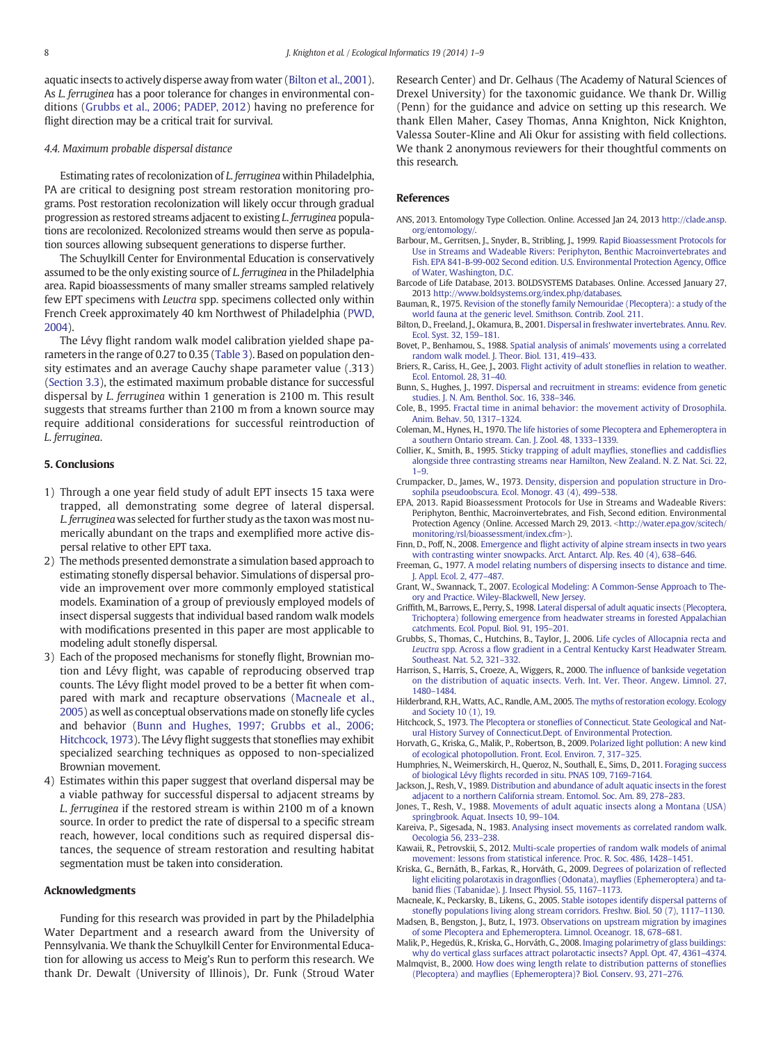aquatic insects to actively disperse away from water (Bilton et al., 2001). As *L. ferruginea* has a poor tolerance for changes in environmental conditions (Grubbs et al., 2006; PADEP, 2012) having no preference for flight direction may be a critical trait for survival.

### 4.4. Maximum probable dispersal distance

Estimating rates of recolonization of *L. ferruginea* within Philadelphia, PA are critical to designing post stream restoration monitoring programs. Post restoration recolonization will likely occur through gradual progression as restored streams adjacent to existing *L. ferruginea* populations are recolonized. Recolonized streams would then serve as population sources allowing subsequent generations to disperse further.

The Schuylkill Center for Environmental Education is conservatively assumed to be the only existing source of *L. ferruginea* in the Philadelphia area. Rapid bioassessments of many smaller streams sampled relatively few EPT specimens with *Leuctra* spp. specimens collected only within French Creek approximately 40 km Northwest of Philadelphia (PWD, 2004).

The Lévy flight random walk model calibration yielded shape parameters in the range of 0.27 to 0.35 (Table 3). Based on population density estimates and an average Cauchy shape parameter value (.313) (Section 3.3), the estimated maximum probable distance for successful dispersal by *L. ferruginea* within 1 generation is 2100 m. This result suggests that streams further than 2100 m from a known source may require additional considerations for successful reintroduction of *L. ferruginea*.

## 5. Conclusions

1) Through a one year field study of adult EPT insects 15 taxa were trapped, all demonstrating some degree of lateral dispersal. *L. ferruginea* was selected for further study as the taxon was most numerically abundant on the traps and exemplified more active dispersal relative to other EPT taxa.
2) The methods presented demonstrate a simulation based approach to estimating stonefly dispersal behavior. Simulations of dispersal provide an improvement over more commonly employed statistical models. Examination of a group of previously employed models of insect dispersal suggests that individual based random walk models with modifications presented in this paper are most applicable to modeling adult stonefly dispersal.
3) Each of the proposed mechanisms for stonefly flight, Brownian motion and Lévy flight, was capable of reproducing observed trap counts. The Lévy flight model proved to be a better fit when compared with mark and recapture observations (Macneale et al., 2005) as well as conceptual observations made on stonefly life cycles and behavior (Bunn and Hughes, 1997; Grubbs et al., 2006; Hitchcock, 1973). The Lévy flight suggests that stoneflies may exhibit specialized searching techniques as opposed to non-specialized Brownian movement.
4) Estimates within this paper suggest that overland dispersal may be a viable pathway for successful dispersal to adjacent streams by *L. ferruginea* if the restored stream is within 2100 m of a known source. In order to predict the rate of dispersal to a specific stream reach, however, local conditions such as required dispersal distances, the sequence of stream restoration and resulting habitat segmentation must be taken into consideration.

## Acknowledgments

Funding for this research was provided in part by the Philadelphia Water Department and a research award from the University of Pennsylvania. We thank the Schuylkill Center for Environmental Education for allowing us access to Meig's Run to perform this research. We thank Dr. Dewalt (University of Illinois), Dr. Funk (Stroud Water Research Center) and Dr. Gelhaus (The Academy of Natural Sciences of Drexel University) for the taxonomic guidance. We thank Dr. Willig (Penn) for the guidance and advice on setting up this research. We thank Ellen Maher, Casey Thomas, Anna Knighton, Nick Knighton, Valessa Souter-Kline and Ali Okur for assisting with field collections. We thank 2 anonymous reviewers for their thoughtful comments on this research.

## References

ANS, 2013. Entomology Type Collection. Online. Accessed Jan 24, 2013 http://clade.ansp.org/entomology/.

Barbour, M., Gerritsen, J., Snyder, B., Stribling, J., 1999. Rapid Bioassessment Protocols for Use in Streams and Wadeable Rivers: Periphyton, Benthic Macroinvertebrates and Fish. EPA 841-B-99-002 Second edition. U.S. Environmental Protection Agency, Office of Water, Washington, D.C.

Barcode of Life Database, 2013. BOLDSYSTEMS Databases. Online. Accessed January 27, 2013 http://www.boldsystems.org/index.php/databases.

Bauman, R., 1975. Revision of the stonefly family Nemouridae (Plecoptera): a study of the world fauna at the generic level. Smithson. Contrib. Zool. 211.

Bilton, D., Freeland, J., Okamura, B., 2001. Dispersal in freshwater invertebrates. Annu. Rev. Ecol. Syst. 32, 159–181.

Bovet, P., Benhamou, S., 1988. Spatial analysis of animals' movements using a correlated random walk model. J. Theor. Biol. 131, 419–433.

Briers, R., Cariss, H., Gee, J., 2003. Flight activity of adult stoneflies in relation to weather. Ecol. Entomol. 28, 31–40.

Bunn, S., Hughes, J., 1997. Dispersal and recruitment in streams: evidence from genetic studies. J. N. Am. Benthol. Soc. 16, 338–346.

Cole, B., 1995. Fractal time in animal behavior: the movement activity of Drosophila. Anim. Behav. 50, 1317–1324.

Coleman, M., Hynes, H., 1970. The life histories of some Plecoptera and Ephemeroptera in a southern Ontario stream. Can. J. Zool. 48, 1333–1339.

Collier, K., Smith, B., 1995. Sticky trapping of adult mayflies, stoneflies and caddisflies alongside three contrasting streams near Hamilton, New Zealand. N. Z. Nat. Sci. 22, 1–9.

Crumpacker, D., James, W., 1973. Density, dispersion and population structure in Drosophila pseudoobscura. Ecol. Monogr. 43 (4), 499–538.

EPA, 2013. Rapid Bioassessment Protocols for Use in Streams and Wadeable Rivers: Periphyton, Benthic, Macroinvertebrates, and Fish, Second edition. Environmental Protection Agency (Online. Accessed March 29, 2013. <http://water.epa.gov/scitech/monitoring/rsl/bioassessment/index.cfm>).

Finn, D., Poff, N., 2008. Emergence and flight activity of alpine stream insects in two years with contrasting winter snowpacks. Arct. Antarct. Alp. Res. 40 (4), 638–646.

Freeman, G., 1977. A model relating numbers of dispersing insects to distance and time. J. Appl. Ecol. 2, 477–487.

Grant, W., Swannack, T., 2007. Ecological Modeling: A Common-Sense Approach to Theory and Practice. Wiley-Blackwell, New Jersey.

Griffith, M., Barrows, E., Perry, S., 1998. Lateral dispersal of adult aquatic insects (Plecoptera, Trichoptera) following emergence from headwater streams in forested Appalachian catchments. Ecol. Popul. Biol. 91, 195–201.

Grubbs, S., Thomas, C., Hutchins, B., Taylor, J., 2006. Life cycles of Allocapnia recta and *Leuctra* spp. Across a flow gradient in a Central Kentucky Karst Headwater Stream. Southeast. Nat. 5.2, 321–332.

Harrison, S., Harris, S., Croeze, A., Wiggers, R., 2000. The influence of bankside vegetation on the distribution of aquatic insects. Verh. Int. Ver. Theor. Angew. Limnol. 27, 1480–1484.

Hilderbrand, R.H., Watts, A.C., Randle, A.M., 2005. The myths of restoration ecology. Ecology and Society 10 (1), 19.

Hitchcock, S., 1973. The Plecoptera or stoneflies of Connecticut. State Geological and Natural History Survey of Connecticut.Dept. of Environmental Protection.

Horvath, G., Kriska, G., Malik, P., Robertson, B., 2009. Polarized light pollution: A new kind of ecological photopollution. Front. Ecol. Environ. 7, 317–325.

Humphries, N., Weimerskirch, H., Queroz, N., Southall, E., Sims, D., 2011. Foraging success of biological Lévy flights recorded in situ. PNAS 109, 7169-7164.

Jackson, J., Resh, V., 1989. Distribution and abundance of adult aquatic insects in the forest adjacent to a northern California stream. Entomol. Soc. Am. 89, 278–283.

Jones, T., Resh, V., 1988. Movements of adult aquatic insects along a Montana (USA) springbrook. Aquat. Insects 10, 99–104.

Kareiva, P., Sigesada, N., 1983. Analysing insect movements as correlated random walk. Oecologia 56, 233–238.

Kawaii, R., Petrovskii, S., 2012. Multi-scale properties of random walk models of animal movement: lessons from statistical inference. Proc. R. Soc. 486, 1428–1451.

Kriska, G., Bernáth, B., Farkas, R., Horváth, G., 2009. Degrees of polarization of reflected light eliciting polarotaxis in dragonflies (Odonata), mayflies (Ephemeroptera) and tabanid flies (Tabanidae). J. Insect Physiol. 55, 1167–1173.

Macneale, K., Peckarsky, B., Likens, G., 2005. Stable isotopes identify dispersal patterns of stonefly populations living along stream corridors. Freshw. Biol. 50 (7), 1117–1130.

Madsen, B., Bengston, J., Butz, I., 1973. Observations on upstream migration by imagines of some Plecoptera and Ephemeroptera. Limnol. Oceanogr. 18, 678–681.

Malik, P., Hegedüs, R., Kriska, G., Horváth, G., 2008. Imaging polarimetry of glass buildings: why do vertical glass surfaces attract polarotactic insects? Appl. Opt. 47, 4361–4374.

Malmqvist, B., 2000. How does wing length relate to distribution patterns of stoneflies (Plecoptera) and mayflies (Ephemeroptera)? Biol. Conserv. 93, 271–276.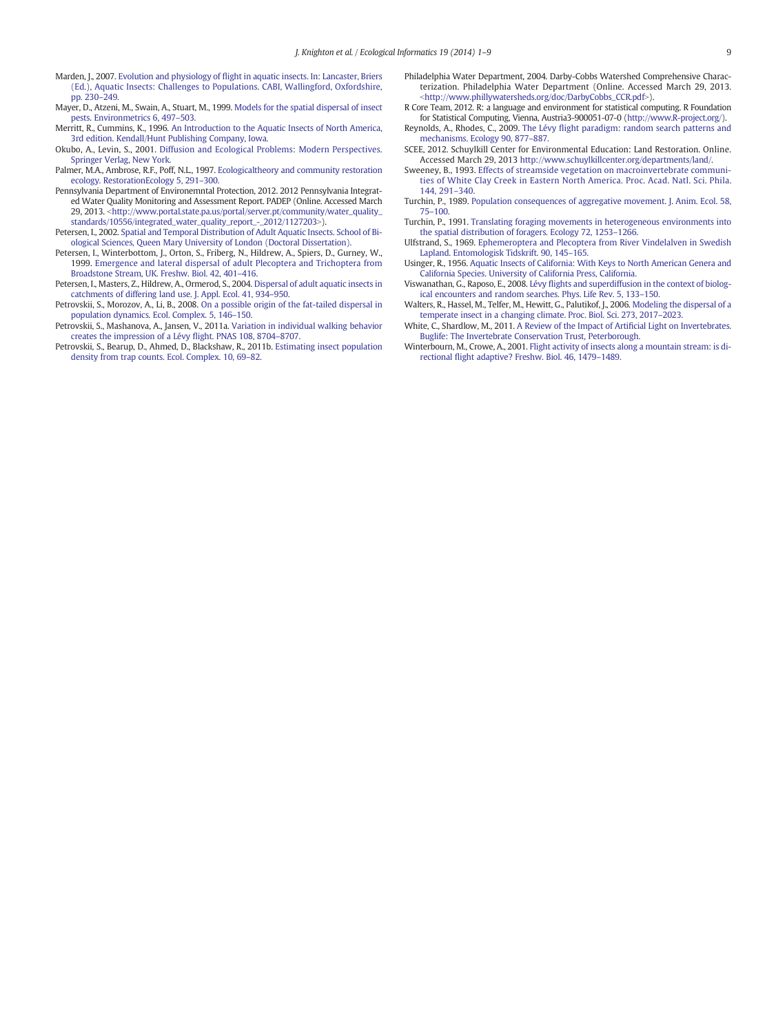Marden, J., 2007. Evolution and physiology of flight in aquatic insects. In: Lancaster, Briers (Ed.), Aquatic Insects: Challenges to Populations. CABI, Wallingford, Oxfordshire, pp. 230–249.

Mayer, D., Atzeni, M., Swain, A., Stuart, M., 1999. Models for the spatial dispersal of insect pests. Environmetrics 6, 497–503.

Merritt, R., Cummins, K., 1996. An Introduction to the Aquatic Insects of North America, 3rd edition. Kendall/Hunt Publishing Company, Iowa.

Okubo, A., Levin, S., 2001. Diffusion and Ecological Problems: Modern Perspectives. Springer Verlag, New York.

Palmer, M.A., Ambrose, R.F., Poff, N.L., 1997. Ecologicaltheory and community restoration ecology. RestorationEcology 5, 291–300.

Pennsylvania Department of Environemntal Protection, 2012. 2012 Pennsylvania Integrated Water Quality Monitoring and Assessment Report. PADEP (Online. Accessed March 29, 2013. <http://www.portal.state.pa.us/portal/server.pt/community/water_quality_standards/10556/integrated_water_quality_report_-_2012/1127203>).

Petersen, I., 2002. Spatial and Temporal Distribution of Adult Aquatic Insects. School of Biological Sciences, Queen Mary University of London (Doctoral Dissertation).

Petersen, I., Winterbottom, J., Orton, S., Friberg, N., Hildrew, A., Spiers, D., Gurney, W., 1999. Emergence and lateral dispersal of adult Plecoptera and Trichoptera from Broadstone Stream, UK. Freshw. Biol. 42, 401–416.

Petersen, I., Masters, Z., Hildrew, A., Ormerod, S., 2004. Dispersal of adult aquatic insects in catchments of differing land use. J. Appl. Ecol. 41, 934–950.

Petrovskii, S., Morozov, A., Li, B., 2008. On a possible origin of the fat-tailed dispersal in population dynamics. Ecol. Complex. 5, 146–150.

Petrovskii, S., Mashanova, A., Jansen, V., 2011a. Variation in individual walking behavior creates the impression of a Lévy flight. PNAS 108, 8704–8707.

Petrovskii, S., Bearup, D., Ahmed, D., Blackshaw, R., 2011b. Estimating insect population density from trap counts. Ecol. Complex. 10, 69–82.

Philadelphia Water Department, 2004. Darby-Cobbs Watershed Comprehensive Characterization. Philadelphia Water Department (Online. Accessed March 29, 2013. <http://www.phillywatersheds.org/doc/DarbyCobbs_CCR.pdf>).

R Core Team, 2012. R: a language and environment for statistical computing. R Foundation for Statistical Computing, Vienna, Austria3-900051-07-0 (http://www.R-project.org/).

Reynolds, A., Rhodes, C., 2009. The Lévy flight paradigm: random search patterns and mechanisms. Ecology 90, 877–887.

SCEE, 2012. Schuylkill Center for Environmental Education: Land Restoration. Online. Accessed March 29, 2013 http://www.schuylkillcenter.org/departments/land/.

Sweeney, B., 1993. Effects of streamside vegetation on macroinvertebrate communities of White Clay Creek in Eastern North America. Proc. Acad. Natl. Sci. Phila. 144, 291–340.

Turchin, P., 1989. Population consequences of aggregative movement. J. Anim. Ecol. 58, 75–100.

Turchin, P., 1991. Translating foraging movements in heterogeneous environments into the spatial distribution of foragers. Ecology 72, 1253–1266.

Ulfstrand, S., 1969. Ephemeroptera and Plecoptera from River Vindelalven in Swedish Lapland. Entomologisk Tidskrift. 90, 145–165.

Usinger, R., 1956. Aquatic Insects of California: With Keys to North American Genera and California Species. University of California Press, California.

Viswanathan, G., Raposo, E., 2008. Lévy flights and superdiffusion in the context of biological encounters and random searches. Phys. Life Rev. 5, 133–150.

Walters, R., Hassel, M., Telfer, M., Hewitt, G., Palutikof, J., 2006. Modeling the dispersal of a temperate insect in a changing climate. Proc. Biol. Sci. 273, 2017–2023.

White, C., Shardlow, M., 2011. A Review of the Impact of Artificial Light on Invertebrates. Buglife: The Invertebrate Conservation Trust, Peterborough.

Winterbourn, M., Crowe, A., 2001. Flight activity of insects along a mountain stream: is directional flight adaptive? Freshw. Biol. 46, 1479–1489.